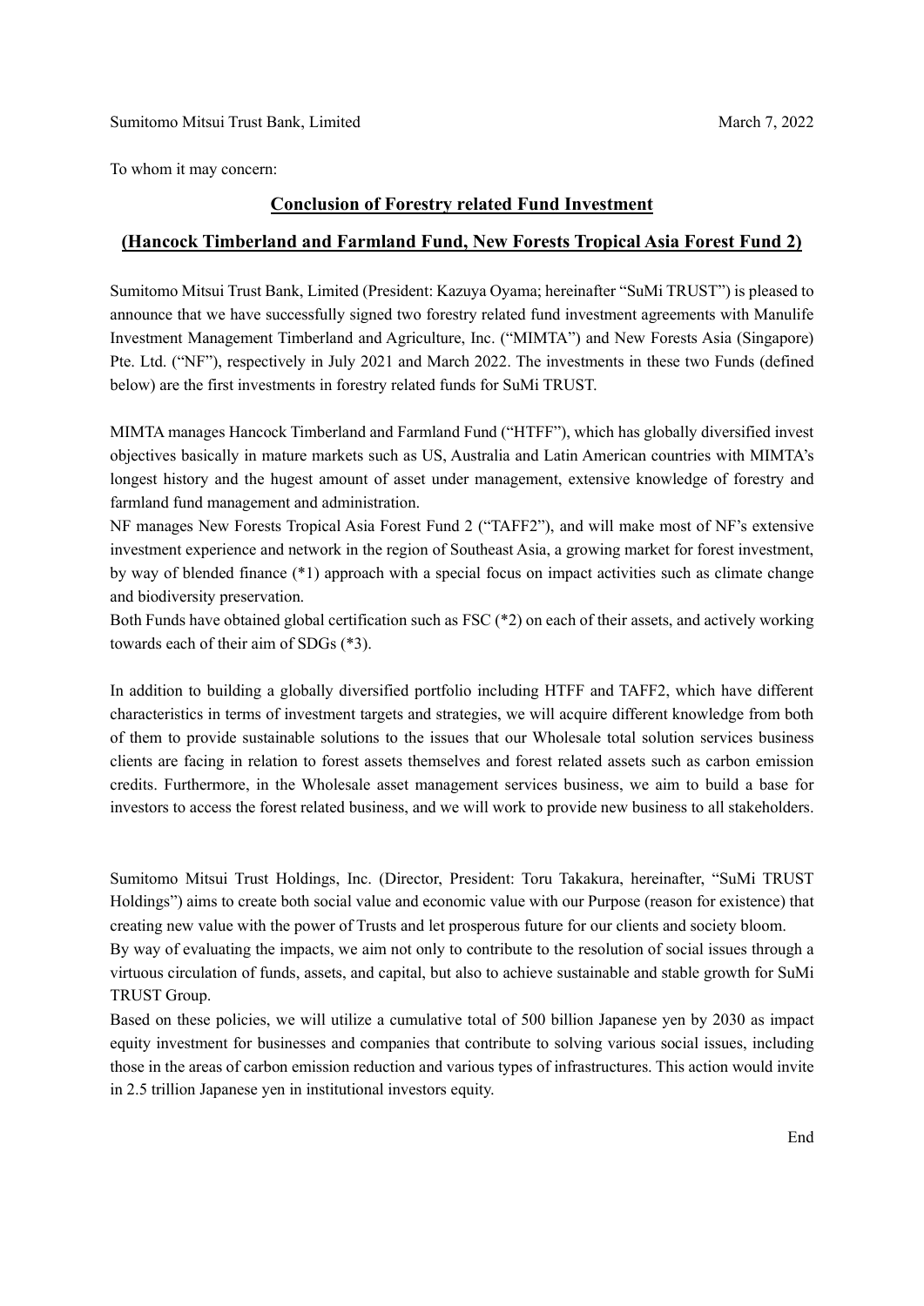Sumitomo Mitsui Trust Bank, Limited March 7, 2022

To whom it may concern:

## Conclusion of Forestry related Fund Investment

## (Hancock Timberland and Farmland Fund, New Forests Tropical Asia Forest Fund 2)

Sumitomo Mitsui Trust Bank, Limited (President: Kazuya Oyama; hereinafter "SuMi TRUST") is pleased to announce that we have successfully signed two forestry related fund investment agreements with Manulife Investment Management Timberland and Agriculture, Inc. ("MIMTA") and New Forests Asia (Singapore) Pte. Ltd. ("NF"), respectively in July 2021 and March 2022. The investments in these two Funds (defined below) are the first investments in forestry related funds for SuMi TRUST.

MIMTA manages Hancock Timberland and Farmland Fund ("HTFF"), which has globally diversified invest objectives basically in mature markets such as US, Australia and Latin American countries with MIMTA's longest history and the hugest amount of asset under management, extensive knowledge of forestry and farmland fund management and administration.

NF manages New Forests Tropical Asia Forest Fund 2 ("TAFF2"), and will make most of NF's extensive investment experience and network in the region of Southeast Asia, a growing market for forest investment, by way of blended finance (*1) approach with a special focus on impact activities such as climate change and biodiversity preservation.

Both Funds have obtained global certification such as FSC (*2) on each of their assets, and actively working towards each of their aim of SDGs (*3).

In addition to building a globally diversified portfolio including HTFF and TAFF2, which have different characteristics in terms of investment targets and strategies, we will acquire different knowledge from both of them to provide sustainable solutions to the issues that our Wholesale total solution services business clients are facing in relation to forest assets themselves and forest related assets such as carbon emission credits. Furthermore, in the Wholesale asset management services business, we aim to build a base for investors to access the forest related business, and we will work to provide new business to all stakeholders.

Sumitomo Mitsui Trust Holdings, Inc. (Director, President: Toru Takakura, hereinafter, "SuMi TRUST Holdings") aims to create both social value and economic value with our Purpose (reason for existence) that creating new value with the power of Trusts and let prosperous future for our clients and society bloom.

By way of evaluating the impacts, we aim not only to contribute to the resolution of social issues through a virtuous circulation of funds, assets, and capital, but also to achieve sustainable and stable growth for SuMi TRUST Group.

Based on these policies, we will utilize a cumulative total of 500 billion Japanese yen by 2030 as impact equity investment for businesses and companies that contribute to solving various social issues, including those in the areas of carbon emission reduction and various types of infrastructures. This action would invite in 2.5 trillion Japanese yen in institutional investors equity.

End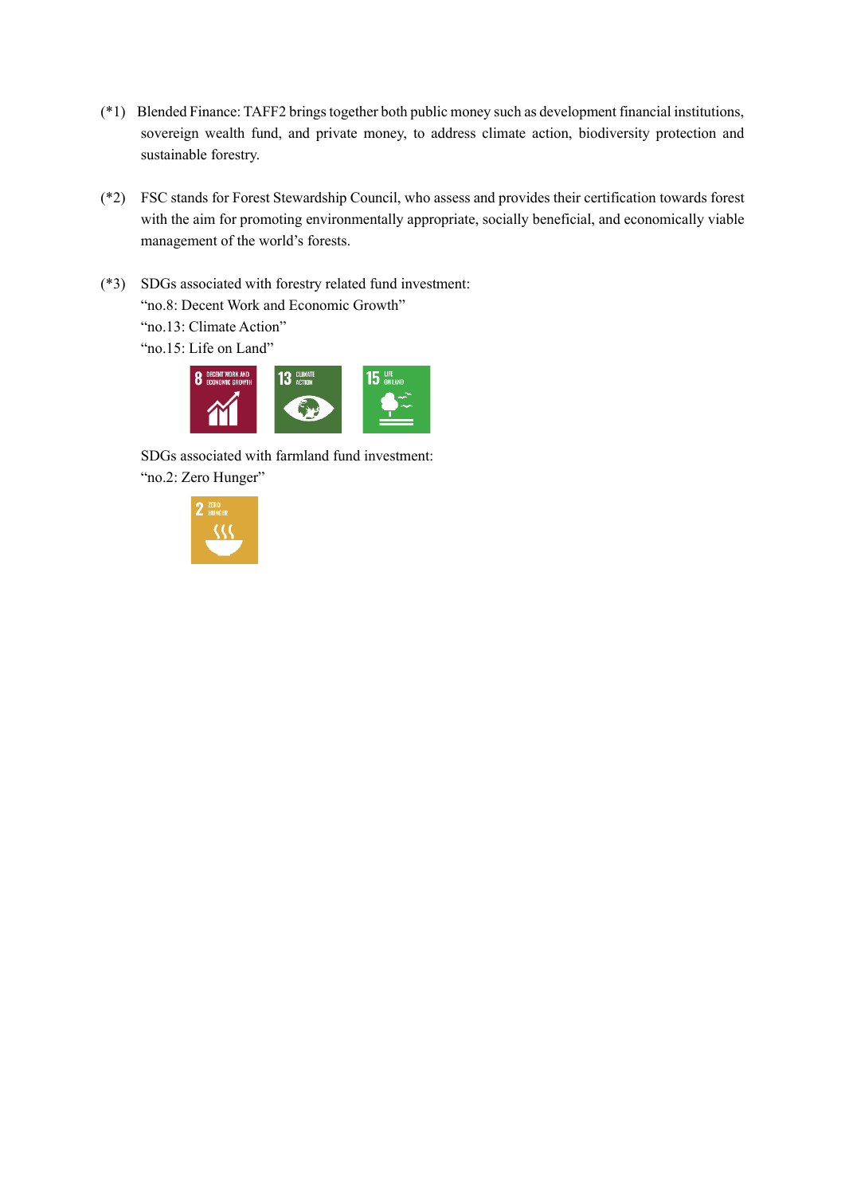(*1) Blended Finance: TAFF2 brings together both public money such as development financial institutions, sovereign wealth fund, and private money, to address climate action, biodiversity protection and sustainable forestry.

(*2) FSC stands for Forest Stewardship Council, who assess and provides their certification towards forest with the aim for promoting environmentally appropriate, socially beneficial, and economically viable management of the world's forests.

(*3) SDGs associated with forestry related fund investment:
"no.8: Decent Work and Economic Growth"
"no.13: Climate Action"
"no.15: Life on Land"

8 DECENT WORK AND ECONOMIC GROWTH

13 CLIMATE ACTION

15 LIFE ON LAND

SDGs associated with farmland fund investment:
"no.2: Zero Hunger"

2 ZERO HUNGER